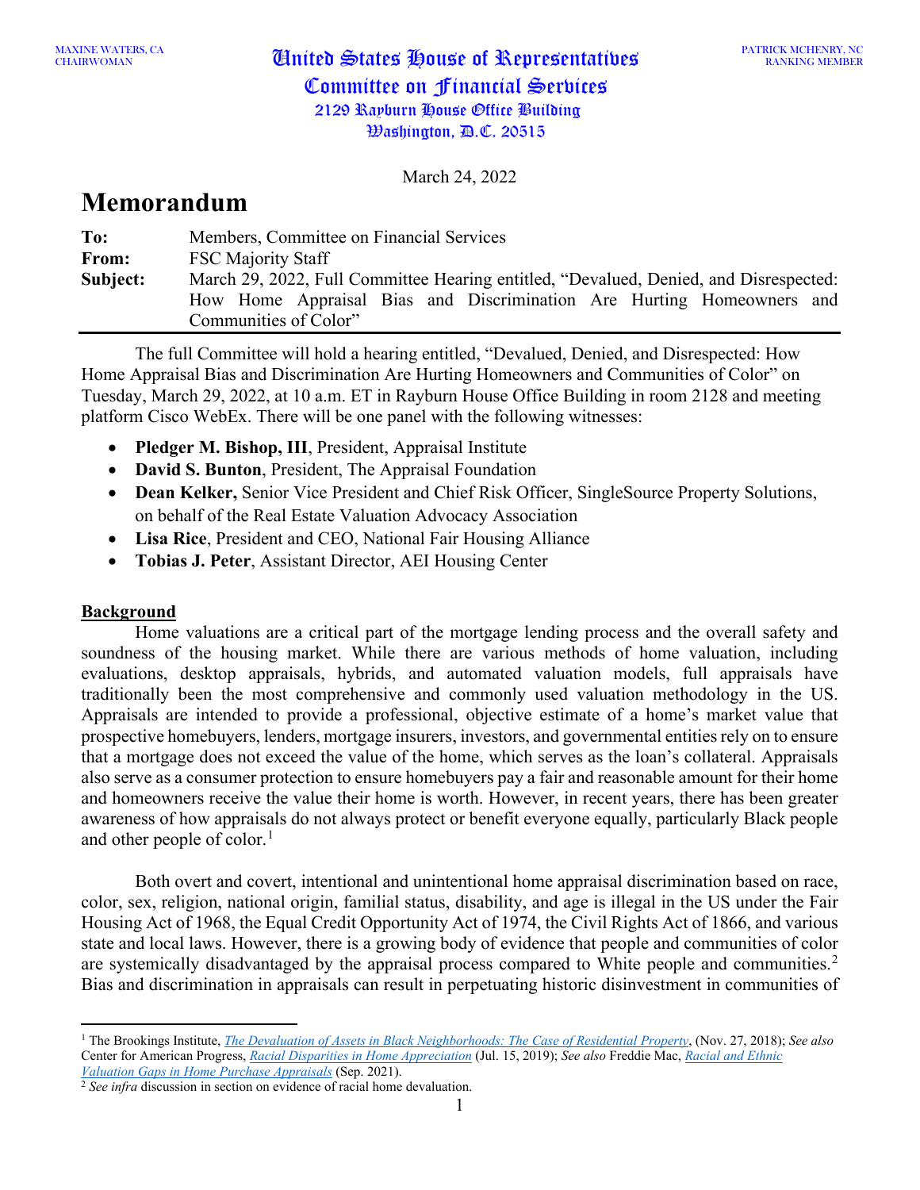MAXINE WATERS, CA
CHAIRWOMAN

# United States House of Representatives
## Committee on Financial Services
2129 Rayburn House Office Building
Washington, D.C. 20515

PATRICK MCHENRY, NC
RANKING MEMBER

March 24, 2022

# Memorandum

| | |
|---|---|
| **To:** | Members, Committee on Financial Services |
| **From:** | FSC Majority Staff |
| **Subject:** | March 29, 2022, Full Committee Hearing entitled, "Devalued, Denied, and Disrespected: How Home Appraisal Bias and Discrimination Are Hurting Homeowners and Communities of Color" |

The full Committee will hold a hearing entitled, "Devalued, Denied, and Disrespected: How Home Appraisal Bias and Discrimination Are Hurting Homeowners and Communities of Color" on Tuesday, March 29, 2022, at 10 a.m. ET in Rayburn House Office Building in room 2128 and meeting platform Cisco WebEx. There will be one panel with the following witnesses:

- **Pledger M. Bishop, III**, President, Appraisal Institute
- **David S. Bunton**, President, The Appraisal Foundation
- **Dean Kelker,** Senior Vice President and Chief Risk Officer, SingleSource Property Solutions, on behalf of the Real Estate Valuation Advocacy Association
- **Lisa Rice**, President and CEO, National Fair Housing Alliance
- **Tobias J. Peter**, Assistant Director, AEI Housing Center

## Background

Home valuations are a critical part of the mortgage lending process and the overall safety and soundness of the housing market. While there are various methods of home valuation, including evaluations, desktop appraisals, hybrids, and automated valuation models, full appraisals have traditionally been the most comprehensive and commonly used valuation methodology in the US. Appraisals are intended to provide a professional, objective estimate of a home's market value that prospective homebuyers, lenders, mortgage insurers, investors, and governmental entities rely on to ensure that a mortgage does not exceed the value of the home, which serves as the loan's collateral. Appraisals also serve as a consumer protection to ensure homebuyers pay a fair and reasonable amount for their home and homeowners receive the value their home is worth. However, in recent years, there has been greater awareness of how appraisals do not always protect or benefit everyone equally, particularly Black people and other people of color.[1]

Both overt and covert, intentional and unintentional home appraisal discrimination based on race, color, sex, religion, national origin, familial status, disability, and age is illegal in the US under the Fair Housing Act of 1968, the Equal Credit Opportunity Act of 1974, the Civil Rights Act of 1866, and various state and local laws. However, there is a growing body of evidence that people and communities of color are systemically disadvantaged by the appraisal process compared to White people and communities.[2] Bias and discrimination in appraisals can result in perpetuating historic disinvestment in communities of

---

[1] The Brookings Institute, *The Devaluation of Assets in Black Neighborhoods: The Case of Residential Property*, (Nov. 27, 2018); *See also* Center for American Progress, *Racial Disparities in Home Appreciation* (Jul. 15, 2019); *See also* Freddie Mac, *Racial and Ethnic Valuation Gaps in Home Purchase Appraisals* (Sep. 2021).

[2] *See infra* discussion in section on evidence of racial home devaluation.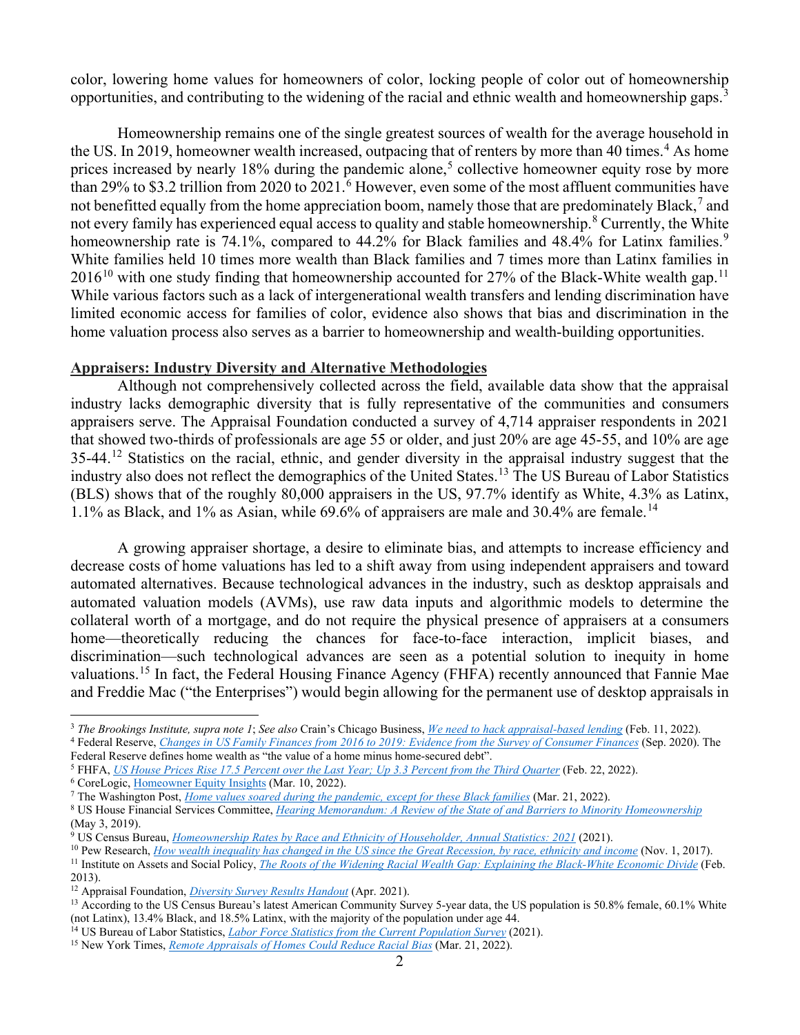color, lowering home values for homeowners of color, locking people of color out of homeownership opportunities, and contributing to the widening of the racial and ethnic wealth and homeownership gaps.[3]

Homeownership remains one of the single greatest sources of wealth for the average household in the US. In 2019, homeowner wealth increased, outpacing that of renters by more than 40 times.[4] As home prices increased by nearly 18% during the pandemic alone,[5] collective homeowner equity rose by more than 29% to $3.2 trillion from 2020 to 2021.[6] However, even some of the most affluent communities have not benefitted equally from the home appreciation boom, namely those that are predominately Black,[7] and not every family has experienced equal access to quality and stable homeownership.[8] Currently, the White homeownership rate is 74.1%, compared to 44.2% for Black families and 48.4% for Latinx families.[9] White families held 10 times more wealth than Black families and 7 times more than Latinx families in 2016[10] with one study finding that homeownership accounted for 27% of the Black-White wealth gap.[11] While various factors such as a lack of intergenerational wealth transfers and lending discrimination have limited economic access for families of color, evidence also shows that bias and discrimination in the home valuation process also serves as a barrier to homeownership and wealth-building opportunities.

**Appraisers: Industry Diversity and Alternative Methodologies**

Although not comprehensively collected across the field, available data show that the appraisal industry lacks demographic diversity that is fully representative of the communities and consumers appraisers serve. The Appraisal Foundation conducted a survey of 4,714 appraiser respondents in 2021 that showed two-thirds of professionals are age 55 or older, and just 20% are age 45-55, and 10% are age 35-44.[12] Statistics on the racial, ethnic, and gender diversity in the appraisal industry suggest that the industry also does not reflect the demographics of the United States.[13] The US Bureau of Labor Statistics (BLS) shows that of the roughly 80,000 appraisers in the US, 97.7% identify as White, 4.3% as Latinx, 1.1% as Black, and 1% as Asian, while 69.6% of appraisers are male and 30.4% are female.[14]

A growing appraiser shortage, a desire to eliminate bias, and attempts to increase efficiency and decrease costs of home valuations has led to a shift away from using independent appraisers and toward automated alternatives. Because technological advances in the industry, such as desktop appraisals and automated valuation models (AVMs), use raw data inputs and algorithmic models to determine the collateral worth of a mortgage, and do not require the physical presence of appraisers at a consumers home—theoretically reducing the chances for face-to-face interaction, implicit biases, and discrimination—such technological advances are seen as a potential solution to inequity in home valuations.[15] In fact, the Federal Housing Finance Agency (FHFA) recently announced that Fannie Mae and Freddie Mac ("the Enterprises") would begin allowing for the permanent use of desktop appraisals in

---

[3] *The Brookings Institute, supra note 1*; *See also* Crain's Chicago Business, *We need to hack appraisal-based lending* (Feb. 11, 2022).

[4] Federal Reserve, *Changes in US Family Finances from 2016 to 2019: Evidence from the Survey of Consumer Finances* (Sep. 2020). The Federal Reserve defines home wealth as "the value of a home minus home-secured debt".

[5] FHFA, *US House Prices Rise 17.5 Percent over the Last Year; Up 3.3 Percent from the Third Quarter* (Feb. 22, 2022).

[6] CoreLogic, Homeowner Equity Insights (Mar. 10, 2022).

[7] The Washington Post, *Home values soared during the pandemic, except for these Black families* (Mar. 21, 2022).

[8] US House Financial Services Committee, *Hearing Memorandum: A Review of the State of and Barriers to Minority Homeownership* (May 3, 2019).

[9] US Census Bureau, *Homeownership Rates by Race and Ethnicity of Householder, Annual Statistics: 2021* (2021).

[10] Pew Research, *How wealth inequality has changed in the US since the Great Recession, by race, ethnicity and income* (Nov. 1, 2017).

[11] Institute on Assets and Social Policy, *The Roots of the Widening Racial Wealth Gap: Explaining the Black-White Economic Divide* (Feb. 2013).

[12] Appraisal Foundation, *Diversity Survey Results Handout* (Apr. 2021).

[13] According to the US Census Bureau's latest American Community Survey 5-year data, the US population is 50.8% female, 60.1% White (not Latinx), 13.4% Black, and 18.5% Latinx, with the majority of the population under age 44.

[14] US Bureau of Labor Statistics, *Labor Force Statistics from the Current Population Survey* (2021).

[15] New York Times, *Remote Appraisals of Homes Could Reduce Racial Bias* (Mar. 21, 2022).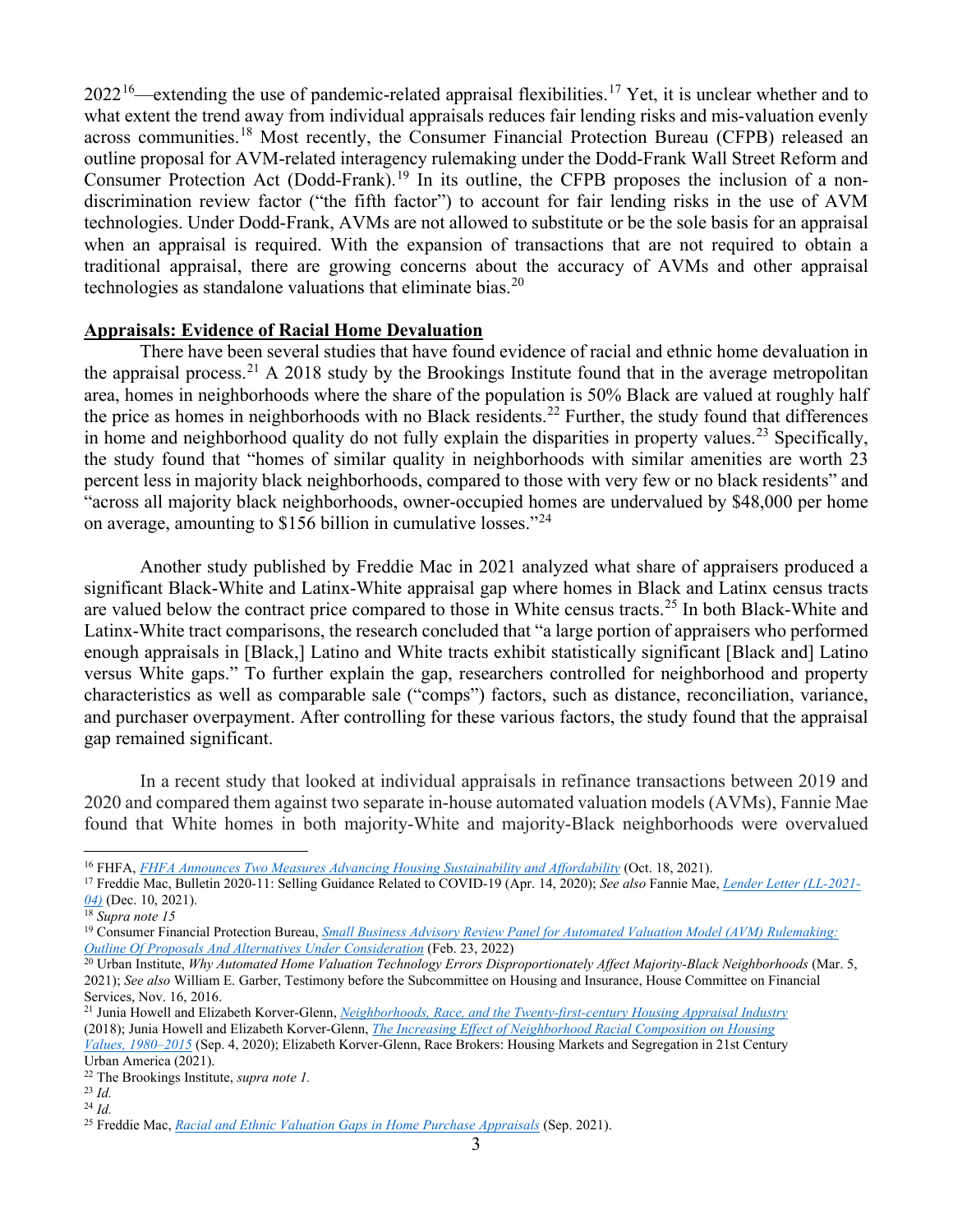2022[16]—extending the use of pandemic-related appraisal flexibilities.[17] Yet, it is unclear whether and to what extent the trend away from individual appraisals reduces fair lending risks and mis-valuation evenly across communities.[18] Most recently, the Consumer Financial Protection Bureau (CFPB) released an outline proposal for AVM-related interagency rulemaking under the Dodd-Frank Wall Street Reform and Consumer Protection Act (Dodd-Frank).[19] In its outline, the CFPB proposes the inclusion of a non-discrimination review factor ("the fifth factor") to account for fair lending risks in the use of AVM technologies. Under Dodd-Frank, AVMs are not allowed to substitute or be the sole basis for an appraisal when an appraisal is required. With the expansion of transactions that are not required to obtain a traditional appraisal, there are growing concerns about the accuracy of AVMs and other appraisal technologies as standalone valuations that eliminate bias.[20]

**<u>Appraisals: Evidence of Racial Home Devaluation</u>**

There have been several studies that have found evidence of racial and ethnic home devaluation in the appraisal process.[21] A 2018 study by the Brookings Institute found that in the average metropolitan area, homes in neighborhoods where the share of the population is 50% Black are valued at roughly half the price as homes in neighborhoods with no Black residents.[22] Further, the study found that differences in home and neighborhood quality do not fully explain the disparities in property values.[23] Specifically, the study found that "homes of similar quality in neighborhoods with similar amenities are worth 23 percent less in majority black neighborhoods, compared to those with very few or no black residents" and "across all majority black neighborhoods, owner-occupied homes are undervalued by $48,000 per home on average, amounting to $156 billion in cumulative losses."[24]

Another study published by Freddie Mac in 2021 analyzed what share of appraisers produced a significant Black-White and Latinx-White appraisal gap where homes in Black and Latinx census tracts are valued below the contract price compared to those in White census tracts.[25] In both Black-White and Latinx-White tract comparisons, the research concluded that "a large portion of appraisers who performed enough appraisals in [Black,] Latino and White tracts exhibit statistically significant [Black and] Latino versus White gaps." To further explain the gap, researchers controlled for neighborhood and property characteristics as well as comparable sale ("comps") factors, such as distance, reconciliation, variance, and purchaser overpayment. After controlling for these various factors, the study found that the appraisal gap remained significant.

In a recent study that looked at individual appraisals in refinance transactions between 2019 and 2020 and compared them against two separate in-house automated valuation models (AVMs), Fannie Mae found that White homes in both majority-White and majority-Black neighborhoods were overvalued

---

[16] FHFA, *FHFA Announces Two Measures Advancing Housing Sustainability and Affordability* (Oct. 18, 2021).

[17] Freddie Mac, Bulletin 2020-11: Selling Guidance Related to COVID-19 (Apr. 14, 2020); *See also* Fannie Mae, *Lender Letter (LL-2021-04)* (Dec. 10, 2021).

[18] *Supra note 15*

[19] Consumer Financial Protection Bureau, *Small Business Advisory Review Panel for Automated Valuation Model (AVM) Rulemaking: Outline Of Proposals And Alternatives Under Consideration* (Feb. 23, 2022)

[20] Urban Institute, *Why Automated Home Valuation Technology Errors Disproportionately Affect Majority-Black Neighborhoods* (Mar. 5, 2021); *See also* William E. Garber, Testimony before the Subcommittee on Housing and Insurance, House Committee on Financial Services, Nov. 16, 2016.

[21] Junia Howell and Elizabeth Korver-Glenn, *Neighborhoods, Race, and the Twenty-first-century Housing Appraisal Industry* (2018); Junia Howell and Elizabeth Korver-Glenn, *The Increasing Effect of Neighborhood Racial Composition on Housing Values, 1980–2015* (Sep. 4, 2020); Elizabeth Korver-Glenn, Race Brokers: Housing Markets and Segregation in 21st Century Urban America (2021).

[22] The Brookings Institute, *supra note 1.*

[23] *Id.*

[24] *Id.*

[25] Freddie Mac, *Racial and Ethnic Valuation Gaps in Home Purchase Appraisals* (Sep. 2021).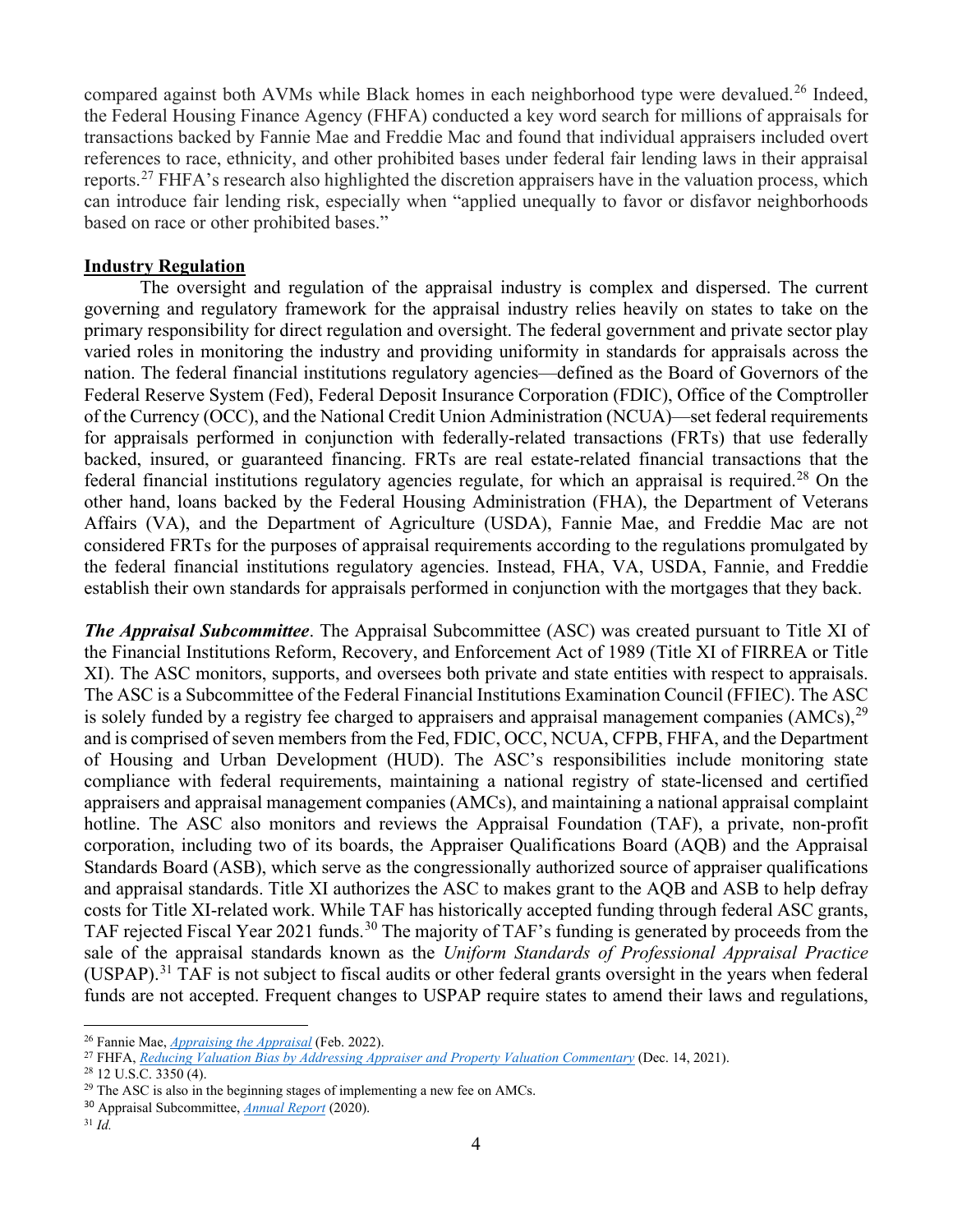compared against both AVMs while Black homes in each neighborhood type were devalued.[26] Indeed, the Federal Housing Finance Agency (FHFA) conducted a key word search for millions of appraisals for transactions backed by Fannie Mae and Freddie Mac and found that individual appraisers included overt references to race, ethnicity, and other prohibited bases under federal fair lending laws in their appraisal reports.[27] FHFA's research also highlighted the discretion appraisers have in the valuation process, which can introduce fair lending risk, especially when "applied unequally to favor or disfavor neighborhoods based on race or other prohibited bases."

**Industry Regulation**

The oversight and regulation of the appraisal industry is complex and dispersed. The current governing and regulatory framework for the appraisal industry relies heavily on states to take on the primary responsibility for direct regulation and oversight. The federal government and private sector play varied roles in monitoring the industry and providing uniformity in standards for appraisals across the nation. The federal financial institutions regulatory agencies—defined as the Board of Governors of the Federal Reserve System (Fed), Federal Deposit Insurance Corporation (FDIC), Office of the Comptroller of the Currency (OCC), and the National Credit Union Administration (NCUA)—set federal requirements for appraisals performed in conjunction with federally-related transactions (FRTs) that use federally backed, insured, or guaranteed financing. FRTs are real estate-related financial transactions that the federal financial institutions regulatory agencies regulate, for which an appraisal is required.[28] On the other hand, loans backed by the Federal Housing Administration (FHA), the Department of Veterans Affairs (VA), and the Department of Agriculture (USDA), Fannie Mae, and Freddie Mac are not considered FRTs for the purposes of appraisal requirements according to the regulations promulgated by the federal financial institutions regulatory agencies. Instead, FHA, VA, USDA, Fannie, and Freddie establish their own standards for appraisals performed in conjunction with the mortgages that they back.

***The Appraisal Subcommittee***. The Appraisal Subcommittee (ASC) was created pursuant to Title XI of the Financial Institutions Reform, Recovery, and Enforcement Act of 1989 (Title XI of FIRREA or Title XI). The ASC monitors, supports, and oversees both private and state entities with respect to appraisals. The ASC is a Subcommittee of the Federal Financial Institutions Examination Council (FFIEC). The ASC is solely funded by a registry fee charged to appraisers and appraisal management companies (AMCs),[29] and is comprised of seven members from the Fed, FDIC, OCC, NCUA, CFPB, FHFA, and the Department of Housing and Urban Development (HUD). The ASC's responsibilities include monitoring state compliance with federal requirements, maintaining a national registry of state-licensed and certified appraisers and appraisal management companies (AMCs), and maintaining a national appraisal complaint hotline. The ASC also monitors and reviews the Appraisal Foundation (TAF), a private, non-profit corporation, including two of its boards, the Appraiser Qualifications Board (AQB) and the Appraisal Standards Board (ASB), which serve as the congressionally authorized source of appraiser qualifications and appraisal standards. Title XI authorizes the ASC to makes grant to the AQB and ASB to help defray costs for Title XI-related work. While TAF has historically accepted funding through federal ASC grants, TAF rejected Fiscal Year 2021 funds.[30] The majority of TAF's funding is generated by proceeds from the sale of the appraisal standards known as the *Uniform Standards of Professional Appraisal Practice* (USPAP).[31] TAF is not subject to fiscal audits or other federal grants oversight in the years when federal funds are not accepted. Frequent changes to USPAP require states to amend their laws and regulations,

---

[26] Fannie Mae, *Appraising the Appraisal* (Feb. 2022).

[27] FHFA, *Reducing Valuation Bias by Addressing Appraiser and Property Valuation Commentary* (Dec. 14, 2021).

[28] 12 U.S.C. 3350 (4).

[29] The ASC is also in the beginning stages of implementing a new fee on AMCs.

[30] Appraisal Subcommittee, *Annual Report* (2020).

[31] *Id.*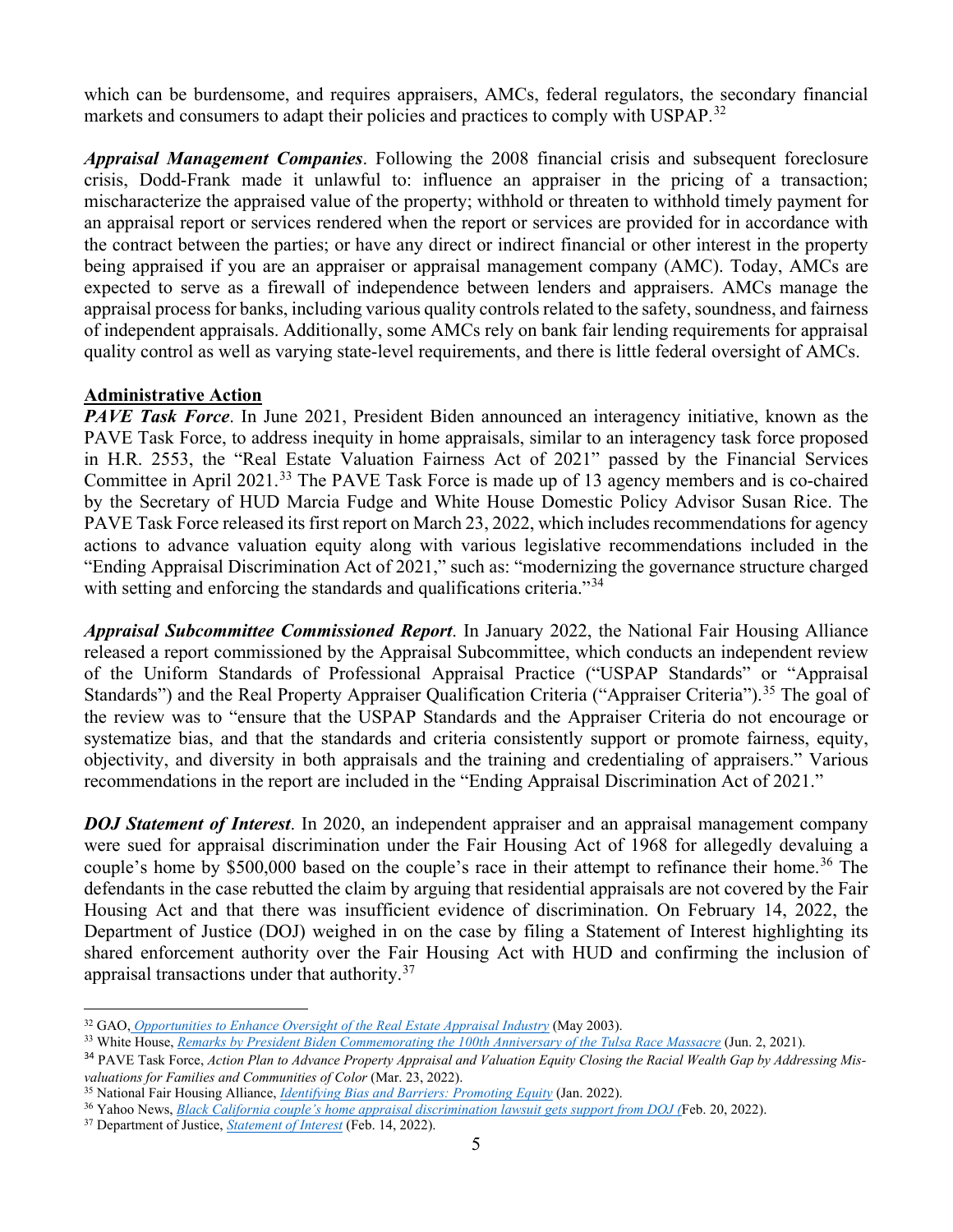which can be burdensome, and requires appraisers, AMCs, federal regulators, the secondary financial markets and consumers to adapt their policies and practices to comply with USPAP.[32]

***Appraisal Management Companies***. Following the 2008 financial crisis and subsequent foreclosure crisis, Dodd-Frank made it unlawful to: influence an appraiser in the pricing of a transaction; mischaracterize the appraised value of the property; withhold or threaten to withhold timely payment for an appraisal report or services rendered when the report or services are provided for in accordance with the contract between the parties; or have any direct or indirect financial or other interest in the property being appraised if you are an appraiser or appraisal management company (AMC). Today, AMCs are expected to serve as a firewall of independence between lenders and appraisers. AMCs manage the appraisal process for banks, including various quality controls related to the safety, soundness, and fairness of independent appraisals. Additionally, some AMCs rely on bank fair lending requirements for appraisal quality control as well as varying state-level requirements, and there is little federal oversight of AMCs.

**Administrative Action**

***PAVE Task Force***. In June 2021, President Biden announced an interagency initiative, known as the PAVE Task Force, to address inequity in home appraisals, similar to an interagency task force proposed in H.R. 2553, the "Real Estate Valuation Fairness Act of 2021" passed by the Financial Services Committee in April 2021.[33] The PAVE Task Force is made up of 13 agency members and is co-chaired by the Secretary of HUD Marcia Fudge and White House Domestic Policy Advisor Susan Rice. The PAVE Task Force released its first report on March 23, 2022, which includes recommendations for agency actions to advance valuation equity along with various legislative recommendations included in the "Ending Appraisal Discrimination Act of 2021," such as: "modernizing the governance structure charged with setting and enforcing the standards and qualifications criteria."[34]

***Appraisal Subcommittee Commissioned Report***. In January 2022, the National Fair Housing Alliance released a report commissioned by the Appraisal Subcommittee, which conducts an independent review of the Uniform Standards of Professional Appraisal Practice ("USPAP Standards" or "Appraisal Standards") and the Real Property Appraiser Qualification Criteria ("Appraiser Criteria").[35] The goal of the review was to "ensure that the USPAP Standards and the Appraiser Criteria do not encourage or systematize bias, and that the standards and criteria consistently support or promote fairness, equity, objectivity, and diversity in both appraisals and the training and credentialing of appraisers." Various recommendations in the report are included in the "Ending Appraisal Discrimination Act of 2021."

***DOJ Statement of Interest***. In 2020, an independent appraiser and an appraisal management company were sued for appraisal discrimination under the Fair Housing Act of 1968 for allegedly devaluing a couple's home by $500,000 based on the couple's race in their attempt to refinance their home.[36] The defendants in the case rebutted the claim by arguing that residential appraisals are not covered by the Fair Housing Act and that there was insufficient evidence of discrimination. On February 14, 2022, the Department of Justice (DOJ) weighed in on the case by filing a Statement of Interest highlighting its shared enforcement authority over the Fair Housing Act with HUD and confirming the inclusion of appraisal transactions under that authority.[37]

---

[32] GAO, *Opportunities to Enhance Oversight of the Real Estate Appraisal Industry* (May 2003).

[33] White House, *Remarks by President Biden Commemorating the 100th Anniversary of the Tulsa Race Massacre* (Jun. 2, 2021).

[34] PAVE Task Force, *Action Plan to Advance Property Appraisal and Valuation Equity Closing the Racial Wealth Gap by Addressing Mis-valuations for Families and Communities of Color* (Mar. 23, 2022).

[35] National Fair Housing Alliance, *Identifying Bias and Barriers: Promoting Equity* (Jan. 2022).

[36] Yahoo News, *Black California couple's home appraisal discrimination lawsuit gets support from DOJ* (Feb. 20, 2022).

[37] Department of Justice, *Statement of Interest* (Feb. 14, 2022).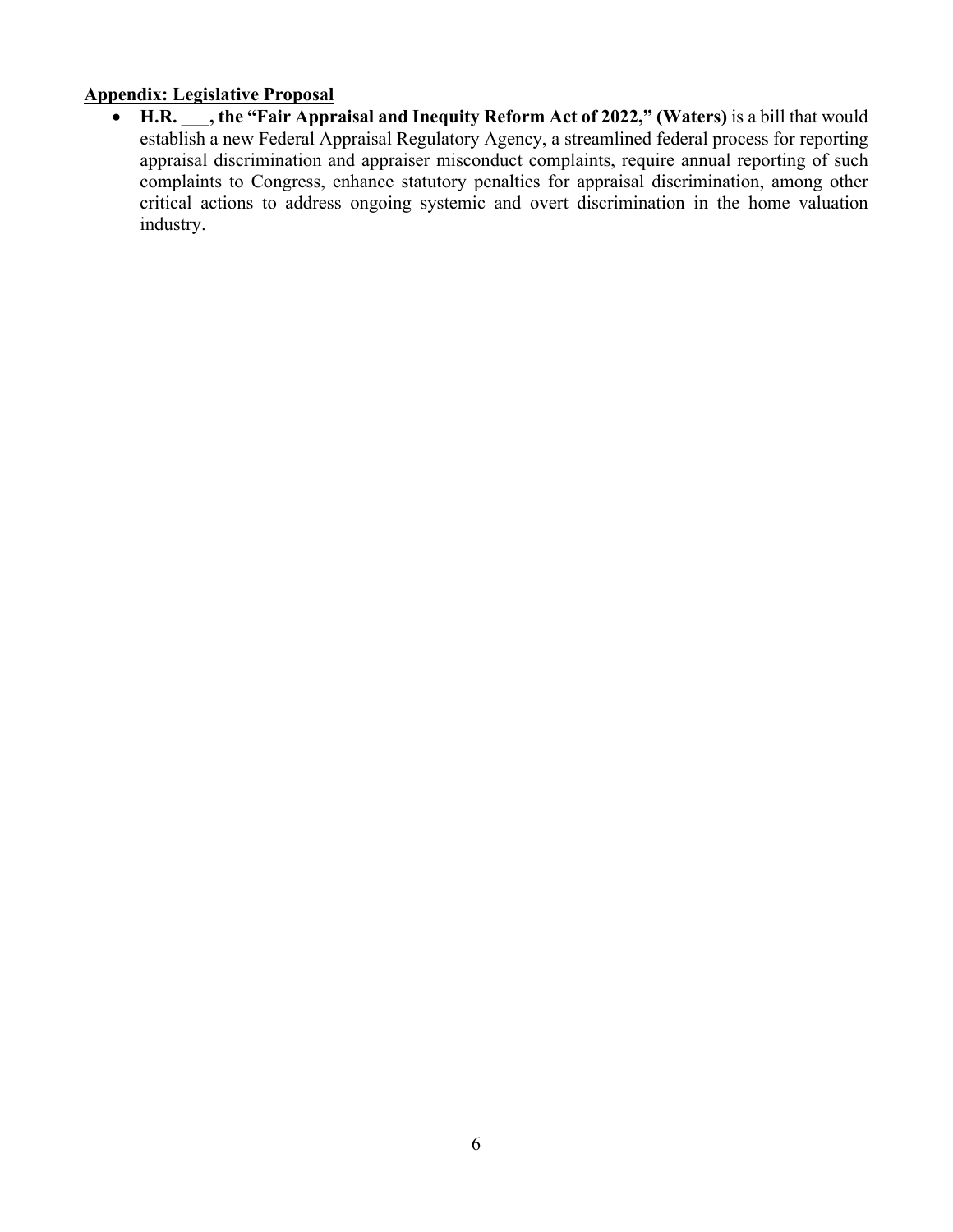**Appendix: Legislative Proposal**

- **H.R. ___, the "Fair Appraisal and Inequity Reform Act of 2022," (Waters)** is a bill that would establish a new Federal Appraisal Regulatory Agency, a streamlined federal process for reporting appraisal discrimination and appraiser misconduct complaints, require annual reporting of such complaints to Congress, enhance statutory penalties for appraisal discrimination, among other critical actions to address ongoing systemic and overt discrimination in the home valuation industry.